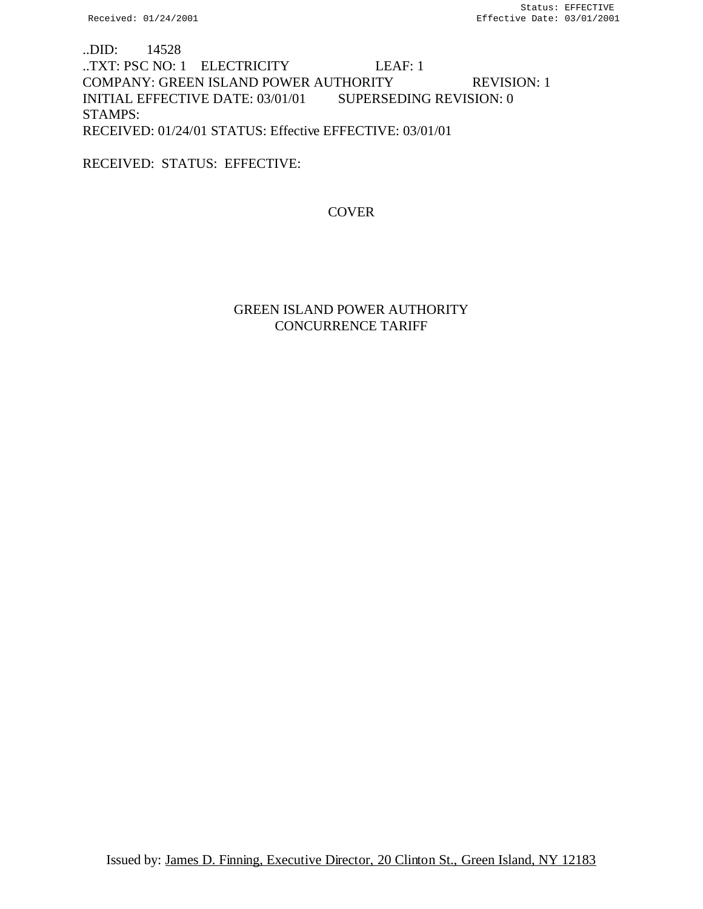..DID: 14528
..TXT: PSC NO: 1 ELECTRICITY LEAF: 1
COMPANY: GREEN ISLAND POWER AUTHORITY REVISION: 1
INITIAL EFFECTIVE DATE: 03/01/01 SUPERSEDING REVISION: 0
STAMPS:
RECEIVED: 01/24/01 STATUS: Effective EFFECTIVE: 03/01/01

RECEIVED: STATUS: EFFECTIVE:

COVER

# GREEN ISLAND POWER AUTHORITY
# CONCURRENCE TARIFF

Issued by: James D. Finning, Executive Director, 20 Clinton St., Green Island, NY 12183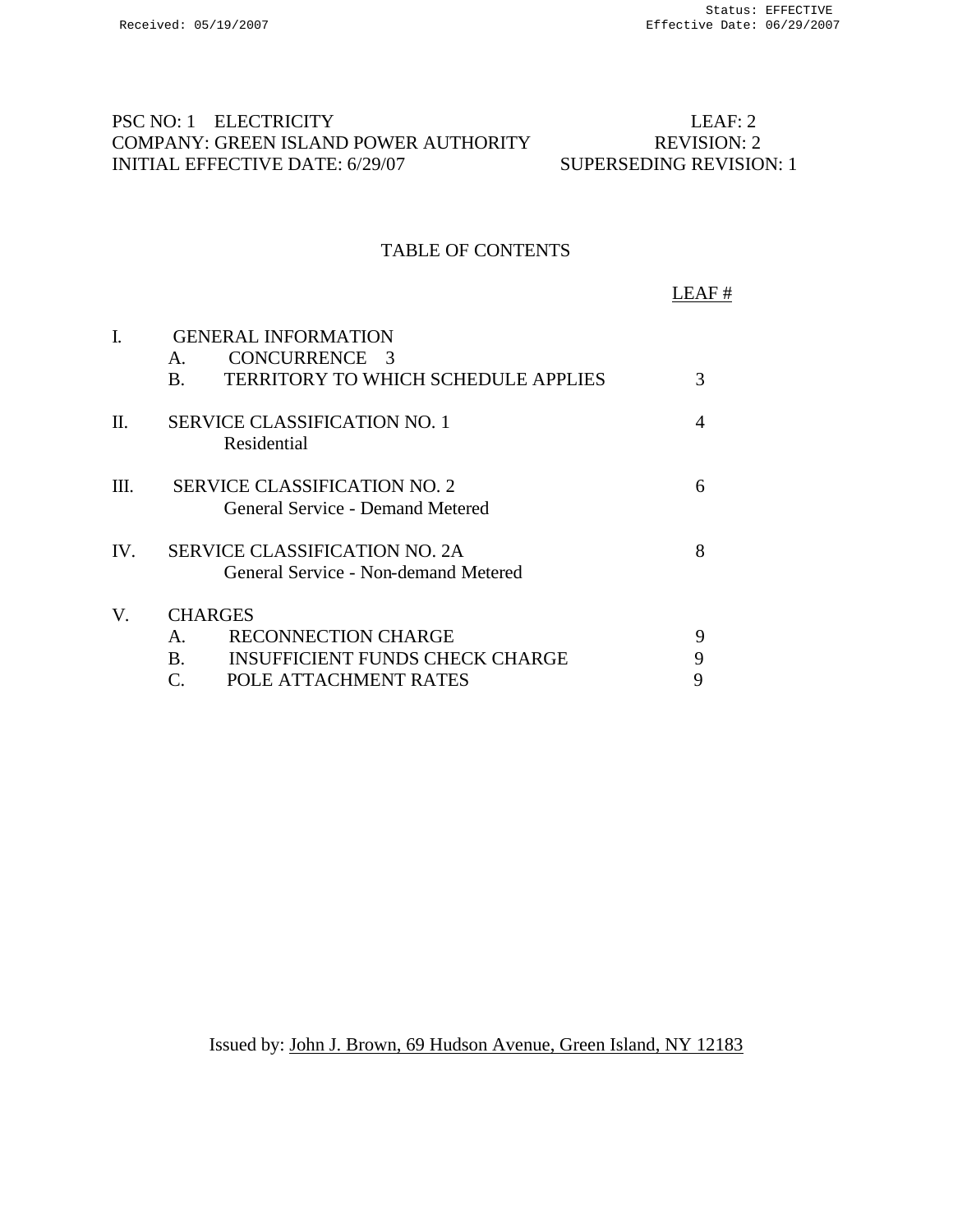PSC NO: 1 ELECTRICITY | LEAF: 2
COMPANY: GREEN ISLAND POWER AUTHORITY | REVISION: 2
INITIAL EFFECTIVE DATE: 6/29/07 | SUPERSEDING REVISION: 1

# TABLE OF CONTENTS

| | | LEAF # |
|---|---|---|
| I. | GENERAL INFORMATION | |
| | A. CONCURRENCE | 3 |
| | B. TERRITORY TO WHICH SCHEDULE APPLIES | 3 |
| II. | SERVICE CLASSIFICATION NO. 1<br>Residential | 4 |
| III. | SERVICE CLASSIFICATION NO. 2<br>General Service - Demand Metered | 6 |
| IV. | SERVICE CLASSIFICATION NO. 2A<br>General Service - Non-demand Metered | 8 |
| V. | CHARGES | |
| | A. RECONNECTION CHARGE | 9 |
| | B. INSUFFICIENT FUNDS CHECK CHARGE | 9 |
| | C. POLE ATTACHMENT RATES | 9 |

Issued by: John J. Brown, 69 Hudson Avenue, Green Island, NY 12183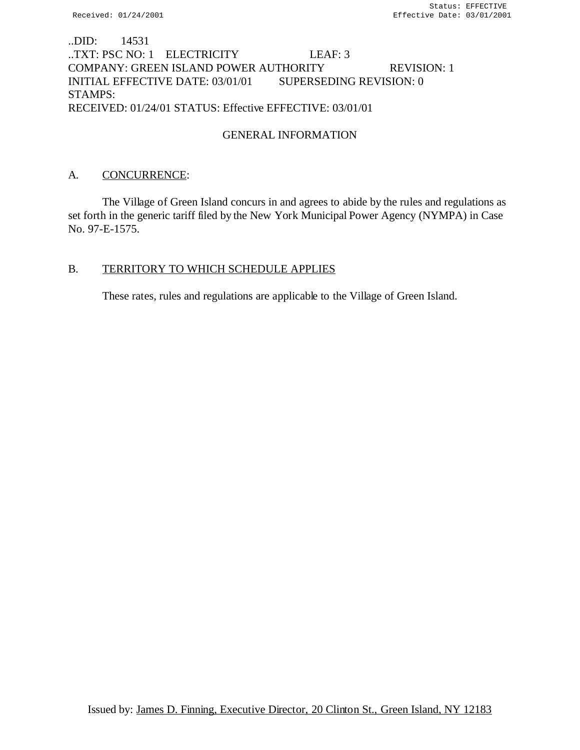..DID: 14531
..TXT: PSC NO: 1 ELECTRICITY LEAF: 3
COMPANY: GREEN ISLAND POWER AUTHORITY REVISION: 1
INITIAL EFFECTIVE DATE: 03/01/01 SUPERSEDING REVISION: 0
STAMPS:
RECEIVED: 01/24/01 STATUS: Effective EFFECTIVE: 03/01/01

## GENERAL INFORMATION

A. CONCURRENCE:

The Village of Green Island concurs in and agrees to abide by the rules and regulations as set forth in the generic tariff filed by the New York Municipal Power Agency (NYMPA) in Case No. 97-E-1575.

B. TERRITORY TO WHICH SCHEDULE APPLIES

These rates, rules and regulations are applicable to the Village of Green Island.

Issued by: James D. Finning, Executive Director, 20 Clinton St., Green Island, NY 12183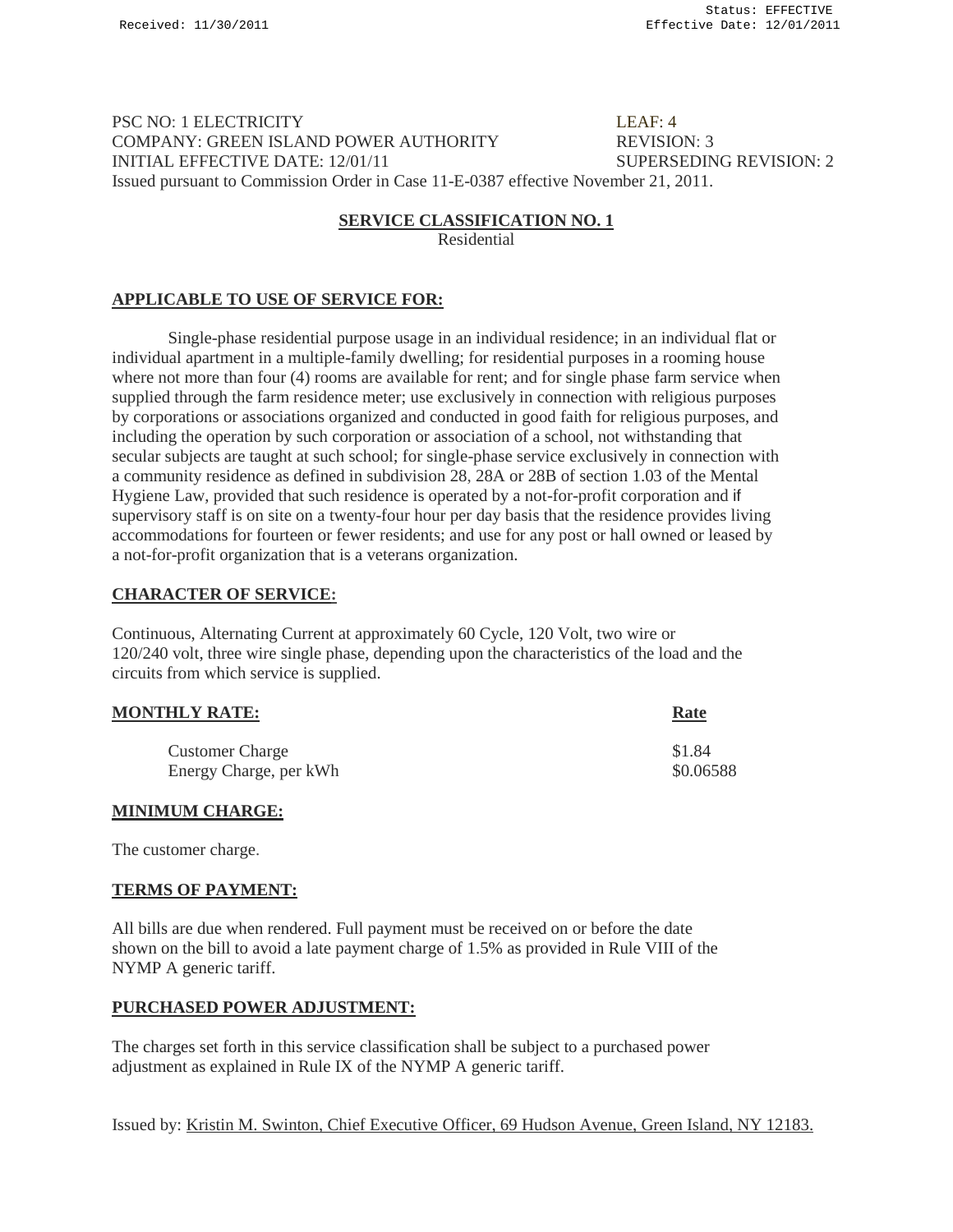PSC NO: 1 ELECTRICITY  LEAF: 4
COMPANY: GREEN ISLAND POWER AUTHORITY  REVISION: 3
INITIAL EFFECTIVE DATE: 12/01/11  SUPERSEDING REVISION: 2
Issued pursuant to Commission Order in Case 11-E-0387 effective November 21, 2011.

## SERVICE CLASSIFICATION NO. 1

Residential

### APPLICABLE TO USE OF SERVICE FOR:

Single-phase residential purpose usage in an individual residence; in an individual flat or individual apartment in a multiple-family dwelling; for residential purposes in a rooming house where not more than four (4) rooms are available for rent; and for single phase farm service when supplied through the farm residence meter; use exclusively in connection with religious purposes by corporations or associations organized and conducted in good faith for religious purposes, and including the operation by such corporation or association of a school, not withstanding that secular subjects are taught at such school; for single-phase service exclusively in connection with a community residence as defined in subdivision 28, 28A or 28B of section 1.03 of the Mental Hygiene Law, provided that such residence is operated by a not-for-profit corporation and if supervisory staff is on site on a twenty-four hour per day basis that the residence provides living accommodations for fourteen or fewer residents; and use for any post or hall owned or leased by a not-for-profit organization that is a veterans organization.

### CHARACTER OF SERVICE:

Continuous, Alternating Current at approximately 60 Cycle, 120 Volt, two wire or 120/240 volt, three wire single phase, depending upon the characteristics of the load and the circuits from which service is supplied.

### MONTHLY RATE:

| | Rate |
|---|---|
| Customer Charge | $1.84 |
| Energy Charge, per kWh | $0.06588 |

### MINIMUM CHARGE:

The customer charge.

### TERMS OF PAYMENT:

All bills are due when rendered. Full payment must be received on or before the date shown on the bill to avoid a late payment charge of 1.5% as provided in Rule VIII of the NYMP A generic tariff.

### PURCHASED POWER ADJUSTMENT:

The charges set forth in this service classification shall be subject to a purchased power adjustment as explained in Rule IX of the NYMP A generic tariff.

Issued by: Kristin M. Swinton, Chief Executive Officer, 69 Hudson Avenue, Green Island, NY 12183.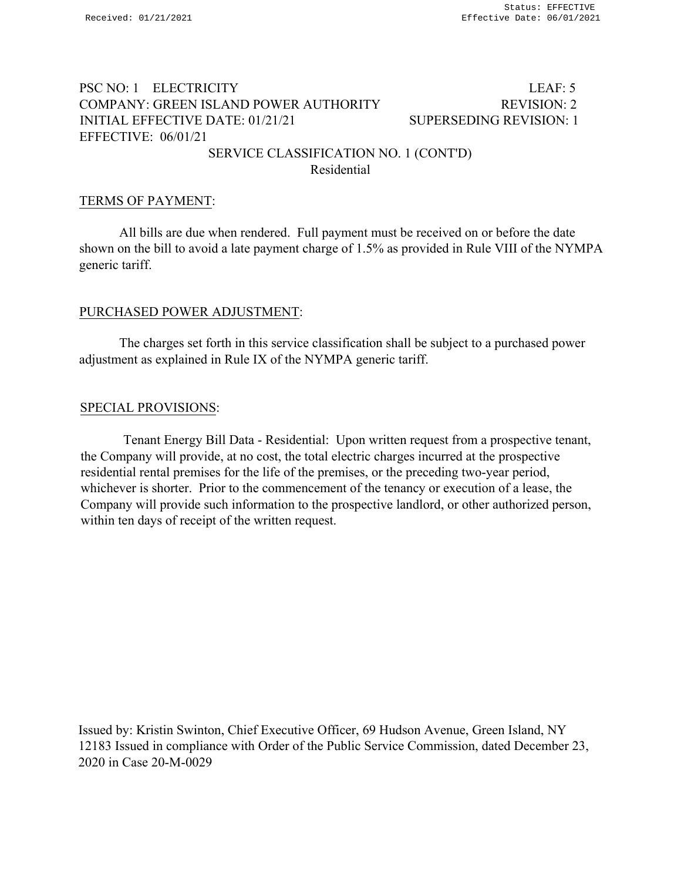PSC NO: 1 ELECTRICITY LEAF: 5
COMPANY: GREEN ISLAND POWER AUTHORITY REVISION: 2
INITIAL EFFECTIVE DATE: 01/21/21 SUPERSEDING REVISION: 1
EFFECTIVE: 06/01/21

SERVICE CLASSIFICATION NO. 1 (CONT'D)
Residential

TERMS OF PAYMENT:

All bills are due when rendered. Full payment must be received on or before the date shown on the bill to avoid a late payment charge of 1.5% as provided in Rule VIII of the NYMPA generic tariff.

PURCHASED POWER ADJUSTMENT:

The charges set forth in this service classification shall be subject to a purchased power adjustment as explained in Rule IX of the NYMPA generic tariff.

SPECIAL PROVISIONS:

Tenant Energy Bill Data - Residential: Upon written request from a prospective tenant, the Company will provide, at no cost, the total electric charges incurred at the prospective residential rental premises for the life of the premises, or the preceding two-year period, whichever is shorter. Prior to the commencement of the tenancy or execution of a lease, the Company will provide such information to the prospective landlord, or other authorized person, within ten days of receipt of the written request.

Issued by: Kristin Swinton, Chief Executive Officer, 69 Hudson Avenue, Green Island, NY 12183 Issued in compliance with Order of the Public Service Commission, dated December 23, 2020 in Case 20-M-0029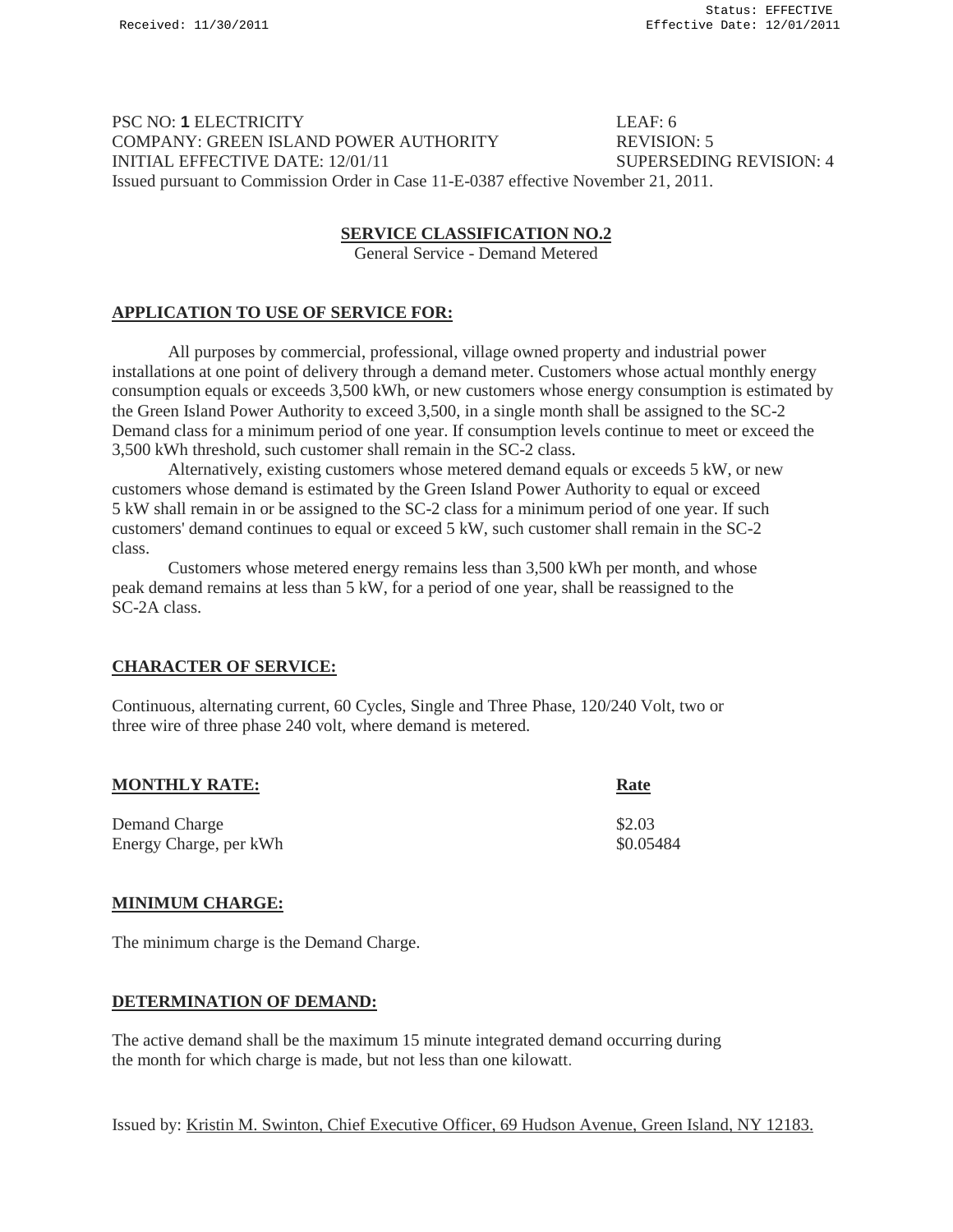PSC NO: **1** ELECTRICITY LEAF: 6
COMPANY: GREEN ISLAND POWER AUTHORITY REVISION: 5
INITIAL EFFECTIVE DATE: 12/01/11 SUPERSEDING REVISION: 4
Issued pursuant to Commission Order in Case 11-E-0387 effective November 21, 2011.

## SERVICE CLASSIFICATION NO.2

General Service - Demand Metered

### APPLICATION TO USE OF SERVICE FOR:

All purposes by commercial, professional, village owned property and industrial power installations at one point of delivery through a demand meter. Customers whose actual monthly energy consumption equals or exceeds 3,500 kWh, or new customers whose energy consumption is estimated by the Green Island Power Authority to exceed 3,500, in a single month shall be assigned to the SC-2 Demand class for a minimum period of one year. If consumption levels continue to meet or exceed the 3,500 kWh threshold, such customer shall remain in the SC-2 class.

Alternatively, existing customers whose metered demand equals or exceeds 5 kW, or new customers whose demand is estimated by the Green Island Power Authority to equal or exceed 5 kW shall remain in or be assigned to the SC-2 class for a minimum period of one year. If such customers' demand continues to equal or exceed 5 kW, such customer shall remain in the SC-2 class.

Customers whose metered energy remains less than 3,500 kWh per month, and whose peak demand remains at less than 5 kW, for a period of one year, shall be reassigned to the SC-2A class.

### CHARACTER OF SERVICE:

Continuous, alternating current, 60 Cycles, Single and Three Phase, 120/240 Volt, two or three wire of three phase 240 volt, where demand is metered.

| MONTHLY RATE: | Rate |
|---|---|
| Demand Charge | \$2.03 |
| Energy Charge, per kWh | \$0.05484 |

### MINIMUM CHARGE:

The minimum charge is the Demand Charge.

### DETERMINATION OF DEMAND:

The active demand shall be the maximum 15 minute integrated demand occurring during the month for which charge is made, but not less than one kilowatt.

Issued by: Kristin M. Swinton, Chief Executive Officer, 69 Hudson Avenue, Green Island, NY 12183.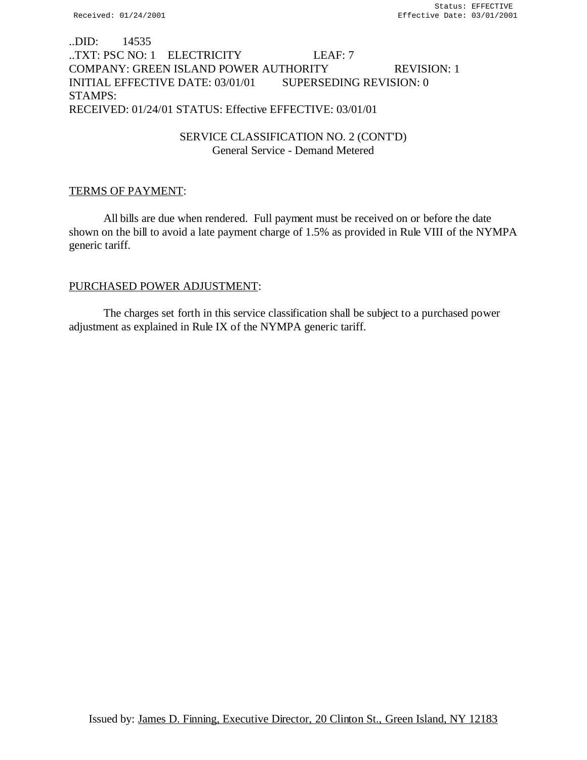..DID: 14535
..TXT: PSC NO: 1 ELECTRICITY LEAF: 7
COMPANY: GREEN ISLAND POWER AUTHORITY REVISION: 1
INITIAL EFFECTIVE DATE: 03/01/01 SUPERSEDING REVISION: 0
STAMPS:
RECEIVED: 01/24/01 STATUS: Effective EFFECTIVE: 03/01/01

SERVICE CLASSIFICATION NO. 2 (CONT'D)
General Service - Demand Metered

TERMS OF PAYMENT:

All bills are due when rendered. Full payment must be received on or before the date shown on the bill to avoid a late payment charge of 1.5% as provided in Rule VIII of the NYMPA generic tariff.

PURCHASED POWER ADJUSTMENT:

The charges set forth in this service classification shall be subject to a purchased power adjustment as explained in Rule IX of the NYMPA generic tariff.

Issued by: James D. Finning, Executive Director, 20 Clinton St., Green Island, NY 12183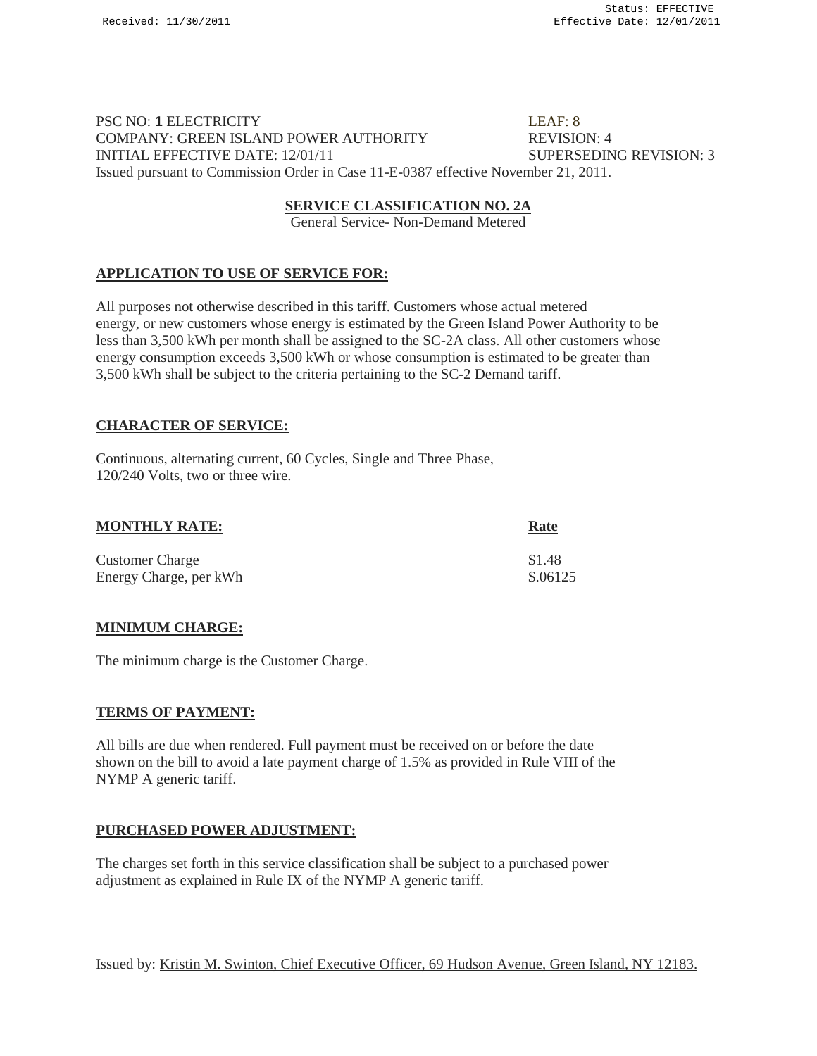PSC NO: **1** ELECTRICITY LEAF: 8
COMPANY: GREEN ISLAND POWER AUTHORITY REVISION: 4
INITIAL EFFECTIVE DATE: 12/01/11 SUPERSEDING REVISION: 3
Issued pursuant to Commission Order in Case 11-E-0387 effective November 21, 2011.

## SERVICE CLASSIFICATION NO. 2A

General Service- Non-Demand Metered

### APPLICATION TO USE OF SERVICE FOR:

All purposes not otherwise described in this tariff. Customers whose actual metered energy, or new customers whose energy is estimated by the Green Island Power Authority to be less than 3,500 kWh per month shall be assigned to the SC-2A class. All other customers whose energy consumption exceeds 3,500 kWh or whose consumption is estimated to be greater than 3,500 kWh shall be subject to the criteria pertaining to the SC-2 Demand tariff.

### CHARACTER OF SERVICE:

Continuous, alternating current, 60 Cycles, Single and Three Phase, 120/240 Volts, two or three wire.

### MONTHLY RATE:

| | Rate |
|---|---|
| Customer Charge | $1.48 |
| Energy Charge, per kWh | $.06125 |

### MINIMUM CHARGE:

The minimum charge is the Customer Charge.

### TERMS OF PAYMENT:

All bills are due when rendered. Full payment must be received on or before the date shown on the bill to avoid a late payment charge of 1.5% as provided in Rule VIII of the NYMP A generic tariff.

### PURCHASED POWER ADJUSTMENT:

The charges set forth in this service classification shall be subject to a purchased power adjustment as explained in Rule IX of the NYMP A generic tariff.

Issued by: Kristin M. Swinton, Chief Executive Officer, 69 Hudson Avenue, Green Island, NY 12183.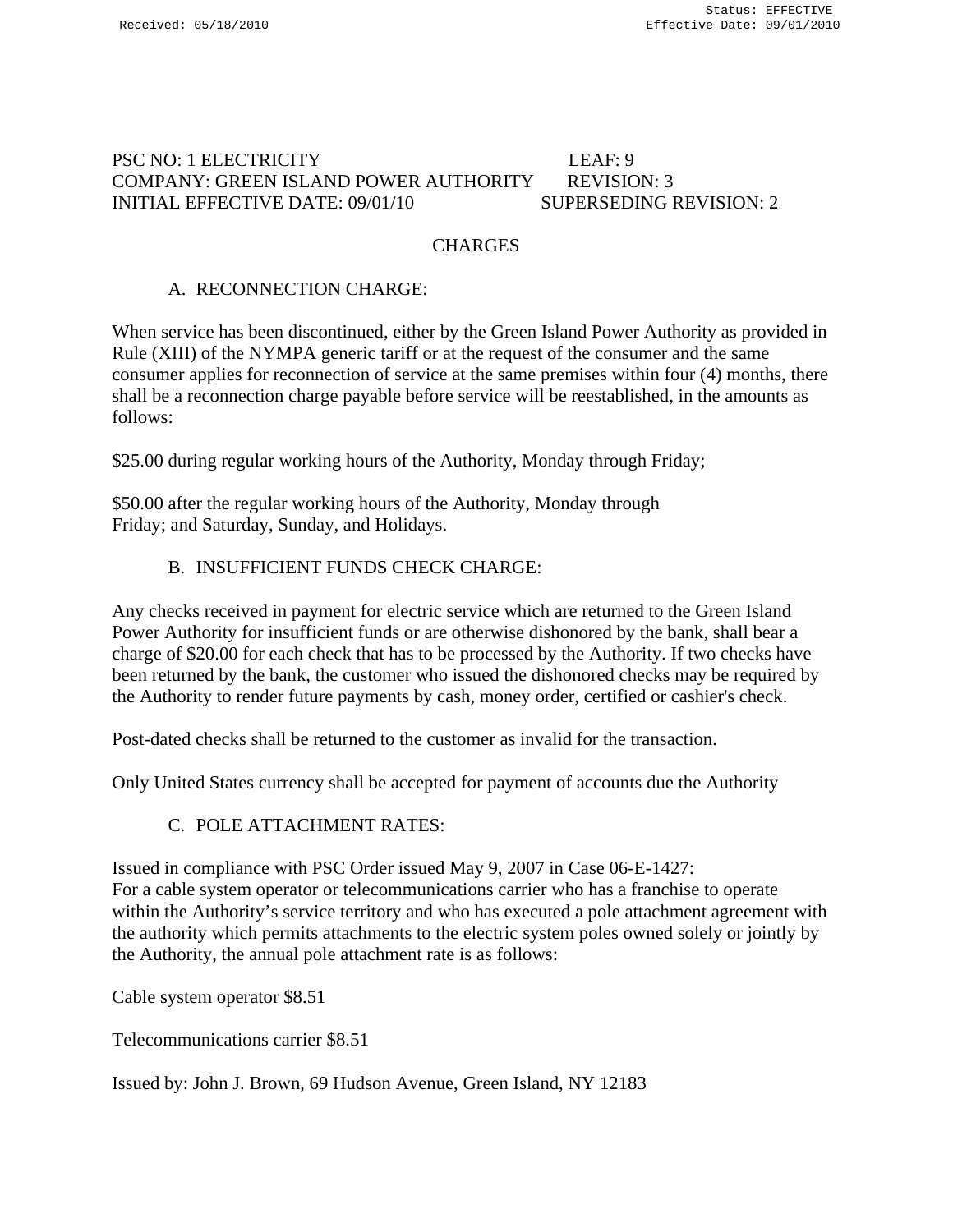PSC NO: 1 ELECTRICITY LEAF: 9
COMPANY: GREEN ISLAND POWER AUTHORITY REVISION: 3
INITIAL EFFECTIVE DATE: 09/01/10 SUPERSEDING REVISION: 2

## CHARGES

### A. RECONNECTION CHARGE:

When service has been discontinued, either by the Green Island Power Authority as provided in Rule (XIII) of the NYMPA generic tariff or at the request of the consumer and the same consumer applies for reconnection of service at the same premises within four (4) months, there shall be a reconnection charge payable before service will be reestablished, in the amounts as follows:

$25.00 during regular working hours of the Authority, Monday through Friday;

$50.00 after the regular working hours of the Authority, Monday through Friday; and Saturday, Sunday, and Holidays.

### B. INSUFFICIENT FUNDS CHECK CHARGE:

Any checks received in payment for electric service which are returned to the Green Island Power Authority for insufficient funds or are otherwise dishonored by the bank, shall bear a charge of $20.00 for each check that has to be processed by the Authority. If two checks have been returned by the bank, the customer who issued the dishonored checks may be required by the Authority to render future payments by cash, money order, certified or cashier's check.

Post-dated checks shall be returned to the customer as invalid for the transaction.

Only United States currency shall be accepted for payment of accounts due the Authority

### C. POLE ATTACHMENT RATES:

Issued in compliance with PSC Order issued May 9, 2007 in Case 06-E-1427:
For a cable system operator or telecommunications carrier who has a franchise to operate within the Authority's service territory and who has executed a pole attachment agreement with the authority which permits attachments to the electric system poles owned solely or jointly by the Authority, the annual pole attachment rate is as follows:

Cable system operator $8.51

Telecommunications carrier $8.51

Issued by: John J. Brown, 69 Hudson Avenue, Green Island, NY 12183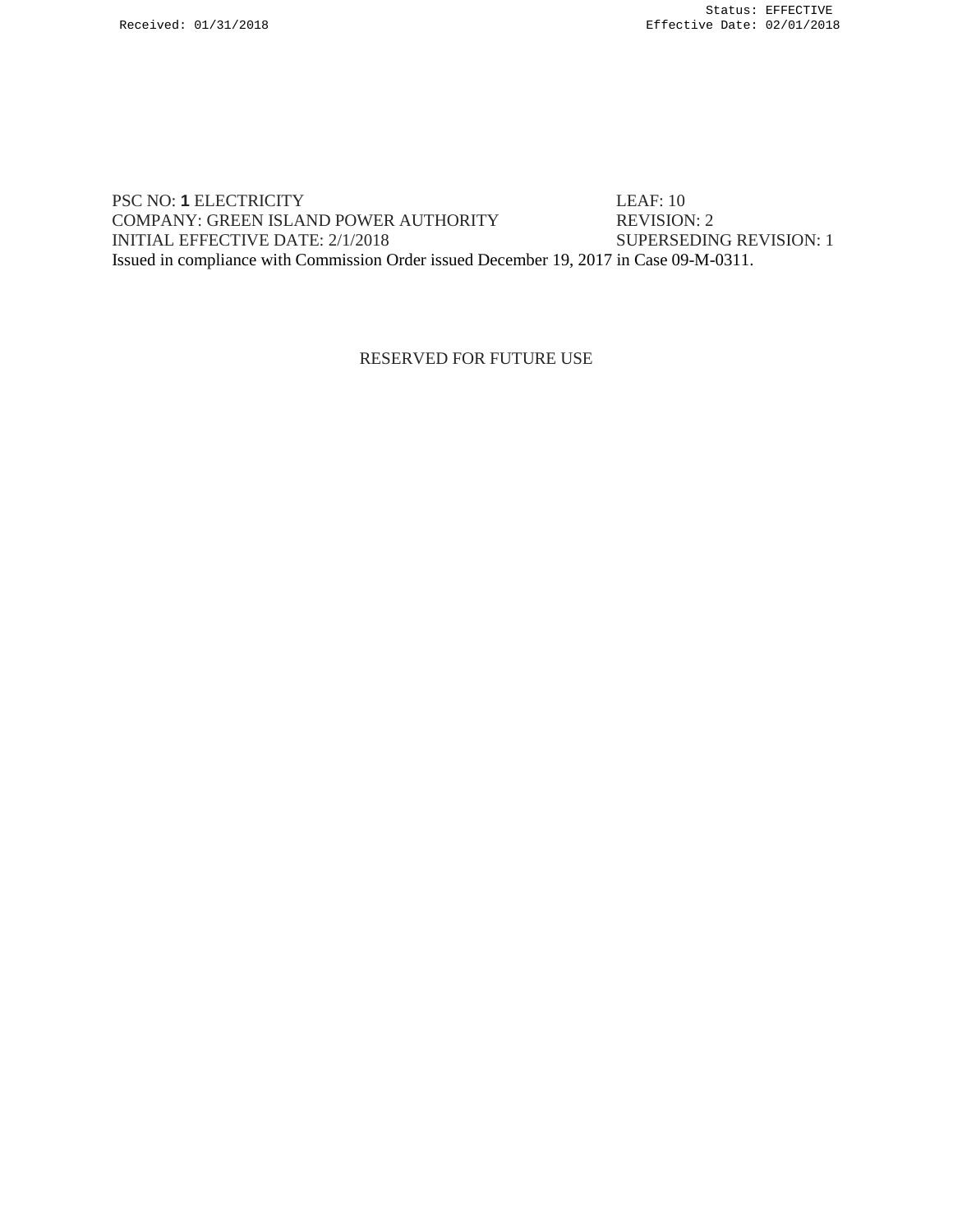PSC NO: **1** ELECTRICITY LEAF: 10
COMPANY: GREEN ISLAND POWER AUTHORITY REVISION: 2
INITIAL EFFECTIVE DATE: 2/1/2018 SUPERSEDING REVISION: 1
Issued in compliance with Commission Order issued December 19, 2017 in Case 09-M-0311.

RESERVED FOR FUTURE USE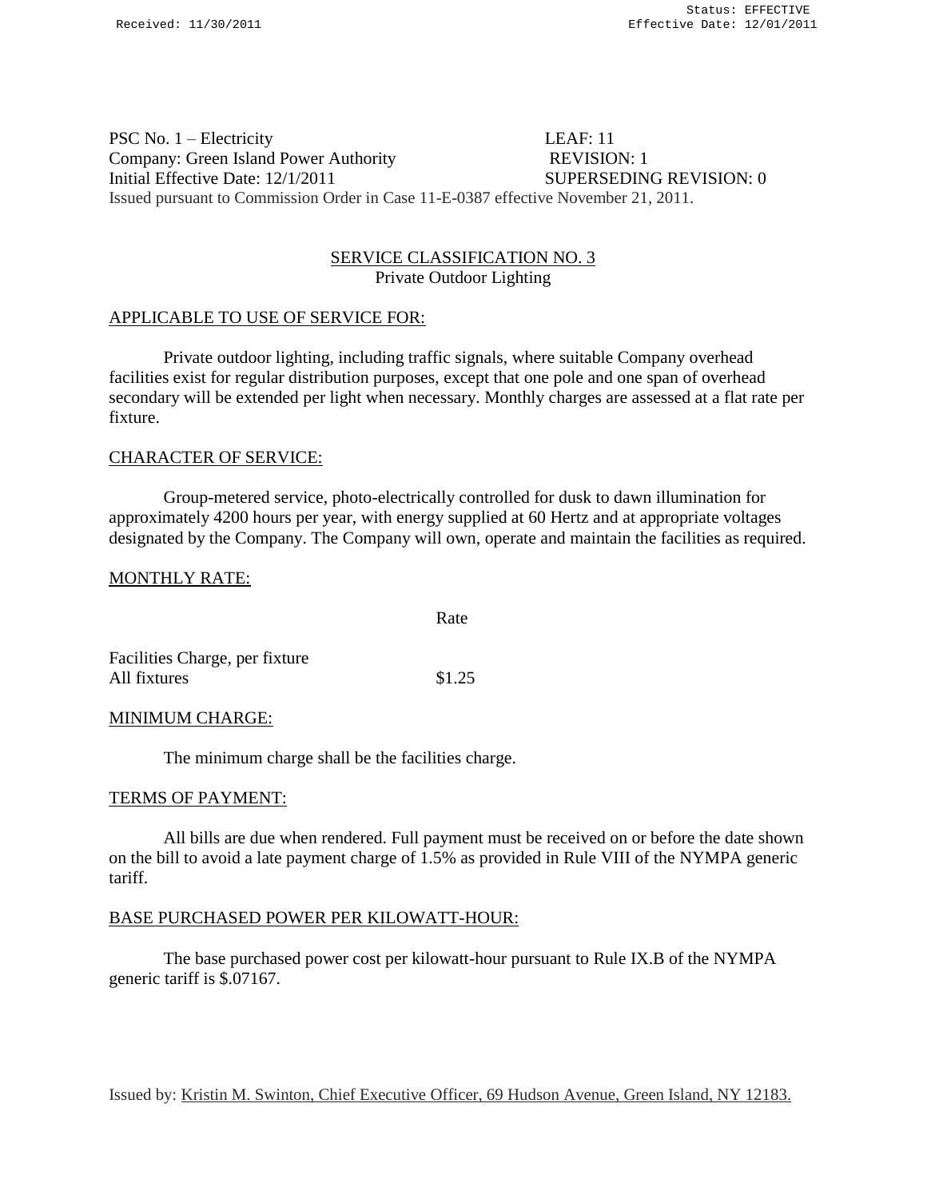Received: 11/30/2011

Status: EFFECTIVE
Effective Date: 12/01/2011

PSC No. 1 – Electricity LEAF: 11
Company: Green Island Power Authority REVISION: 1
Initial Effective Date: 12/1/2011 SUPERSEDING REVISION: 0
Issued pursuant to Commission Order in Case 11-E-0387 effective November 21, 2011.

## SERVICE CLASSIFICATION NO. 3
Private Outdoor Lighting

### APPLICABLE TO USE OF SERVICE FOR:

Private outdoor lighting, including traffic signals, where suitable Company overhead facilities exist for regular distribution purposes, except that one pole and one span of overhead secondary will be extended per light when necessary. Monthly charges are assessed at a flat rate per fixture.

### CHARACTER OF SERVICE:

Group-metered service, photo-electrically controlled for dusk to dawn illumination for approximately 4200 hours per year, with energy supplied at 60 Hertz and at appropriate voltages designated by the Company. The Company will own, operate and maintain the facilities as required.

### MONTHLY RATE:

| | Rate |
|---|---|
| Facilities Charge, per fixture | |
| All fixtures | $1.25 |

### MINIMUM CHARGE:

The minimum charge shall be the facilities charge.

### TERMS OF PAYMENT:

All bills are due when rendered. Full payment must be received on or before the date shown on the bill to avoid a late payment charge of 1.5% as provided in Rule VIII of the NYMPA generic tariff.

### BASE PURCHASED POWER PER KILOWATT-HOUR:

The base purchased power cost per kilowatt-hour pursuant to Rule IX.B of the NYMPA generic tariff is $.07167.

Issued by: Kristin M. Swinton, Chief Executive Officer, 69 Hudson Avenue, Green Island, NY 12183.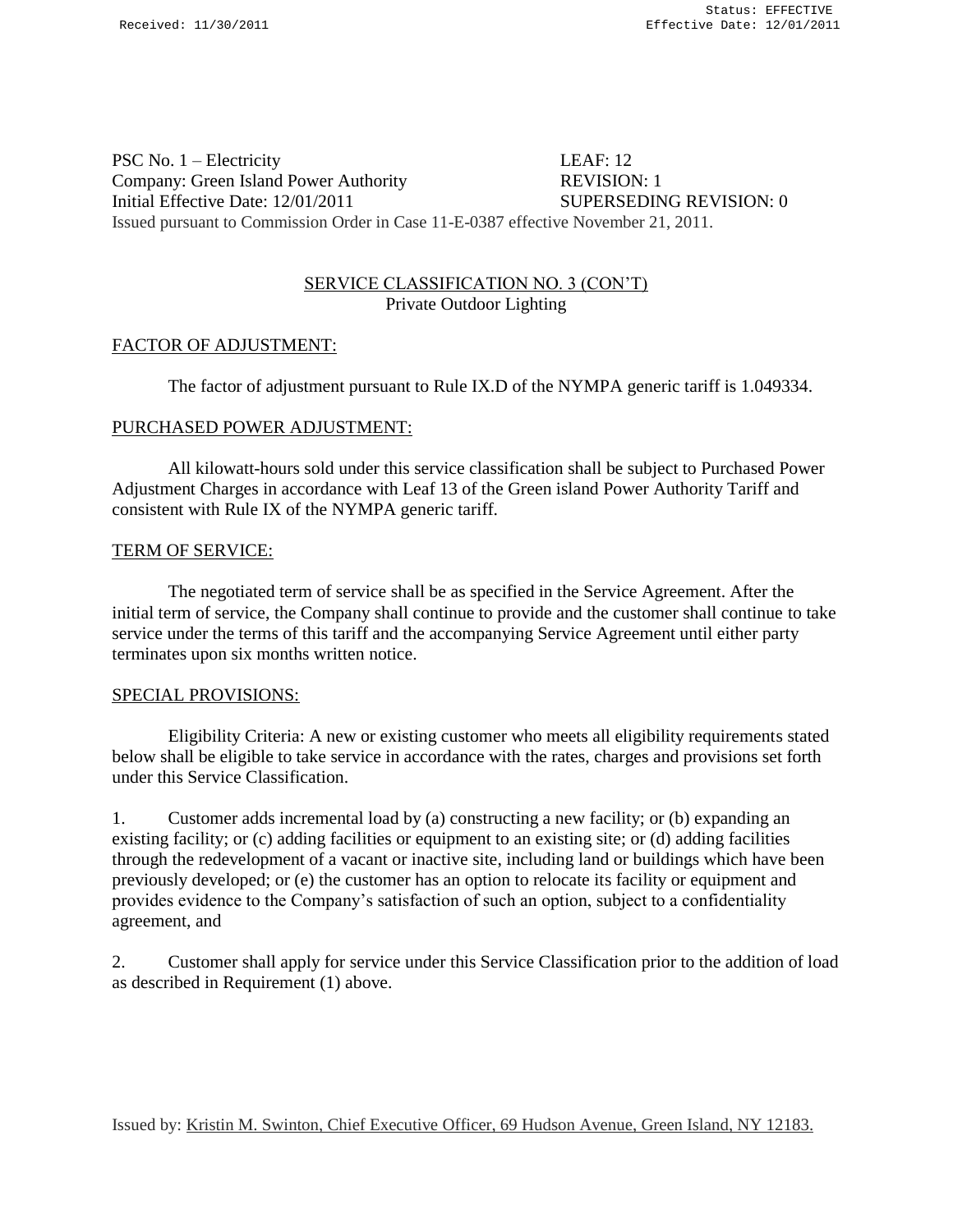PSC No. 1 – Electricity LEAF: 12
Company: Green Island Power Authority REVISION: 1
Initial Effective Date: 12/01/2011 SUPERSEDING REVISION: 0
Issued pursuant to Commission Order in Case 11-E-0387 effective November 21, 2011.

## SERVICE CLASSIFICATION NO. 3 (CON'T)
Private Outdoor Lighting

### FACTOR OF ADJUSTMENT:

The factor of adjustment pursuant to Rule IX.D of the NYMPA generic tariff is 1.049334.

### PURCHASED POWER ADJUSTMENT:

All kilowatt-hours sold under this service classification shall be subject to Purchased Power Adjustment Charges in accordance with Leaf 13 of the Green island Power Authority Tariff and consistent with Rule IX of the NYMPA generic tariff.

### TERM OF SERVICE:

The negotiated term of service shall be as specified in the Service Agreement. After the initial term of service, the Company shall continue to provide and the customer shall continue to take service under the terms of this tariff and the accompanying Service Agreement until either party terminates upon six months written notice.

### SPECIAL PROVISIONS:

Eligibility Criteria: A new or existing customer who meets all eligibility requirements stated below shall be eligible to take service in accordance with the rates, charges and provisions set forth under this Service Classification.

1. Customer adds incremental load by (a) constructing a new facility; or (b) expanding an existing facility; or (c) adding facilities or equipment to an existing site; or (d) adding facilities through the redevelopment of a vacant or inactive site, including land or buildings which have been previously developed; or (e) the customer has an option to relocate its facility or equipment and provides evidence to the Company's satisfaction of such an option, subject to a confidentiality agreement, and

2. Customer shall apply for service under this Service Classification prior to the addition of load as described in Requirement (1) above.

Issued by: Kristin M. Swinton, Chief Executive Officer, 69 Hudson Avenue, Green Island, NY 12183.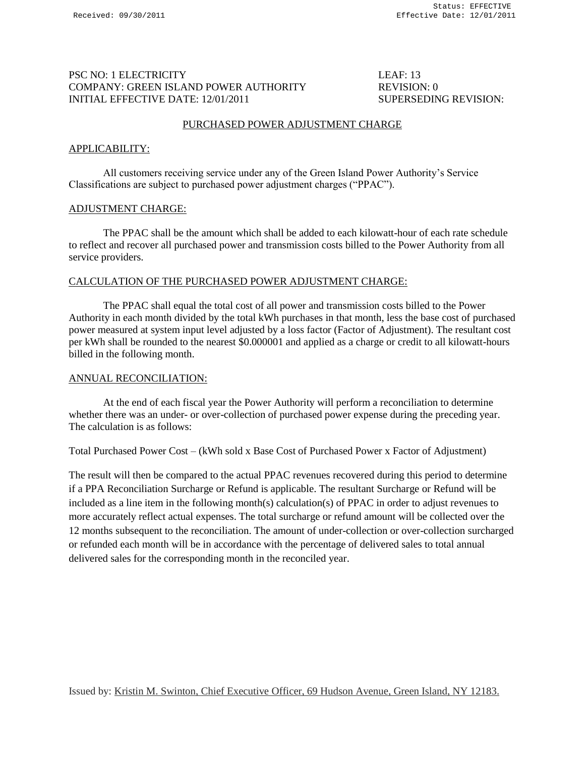PSC NO: 1 ELECTRICITY
COMPANY: GREEN ISLAND POWER AUTHORITY
INITIAL EFFECTIVE DATE: 12/01/2011

LEAF: 13
REVISION: 0
SUPERSEDING REVISION:

## PURCHASED POWER ADJUSTMENT CHARGE

### APPLICABILITY:

All customers receiving service under any of the Green Island Power Authority's Service Classifications are subject to purchased power adjustment charges ("PPAC").

### ADJUSTMENT CHARGE:

The PPAC shall be the amount which shall be added to each kilowatt-hour of each rate schedule to reflect and recover all purchased power and transmission costs billed to the Power Authority from all service providers.

### CALCULATION OF THE PURCHASED POWER ADJUSTMENT CHARGE:

The PPAC shall equal the total cost of all power and transmission costs billed to the Power Authority in each month divided by the total kWh purchases in that month, less the base cost of purchased power measured at system input level adjusted by a loss factor (Factor of Adjustment). The resultant cost per kWh shall be rounded to the nearest $0.000001 and applied as a charge or credit to all kilowatt-hours billed in the following month.

### ANNUAL RECONCILIATION:

At the end of each fiscal year the Power Authority will perform a reconciliation to determine whether there was an under- or over-collection of purchased power expense during the preceding year. The calculation is as follows:

Total Purchased Power Cost – (kWh sold x Base Cost of Purchased Power x Factor of Adjustment)

The result will then be compared to the actual PPAC revenues recovered during this period to determine if a PPA Reconciliation Surcharge or Refund is applicable. The resultant Surcharge or Refund will be included as a line item in the following month(s) calculation(s) of PPAC in order to adjust revenues to more accurately reflect actual expenses. The total surcharge or refund amount will be collected over the 12 months subsequent to the reconciliation. The amount of under-collection or over-collection surcharged or refunded each month will be in accordance with the percentage of delivered sales to total annual delivered sales for the corresponding month in the reconciled year.

Issued by: Kristin M. Swinton, Chief Executive Officer, 69 Hudson Avenue, Green Island, NY 12183.